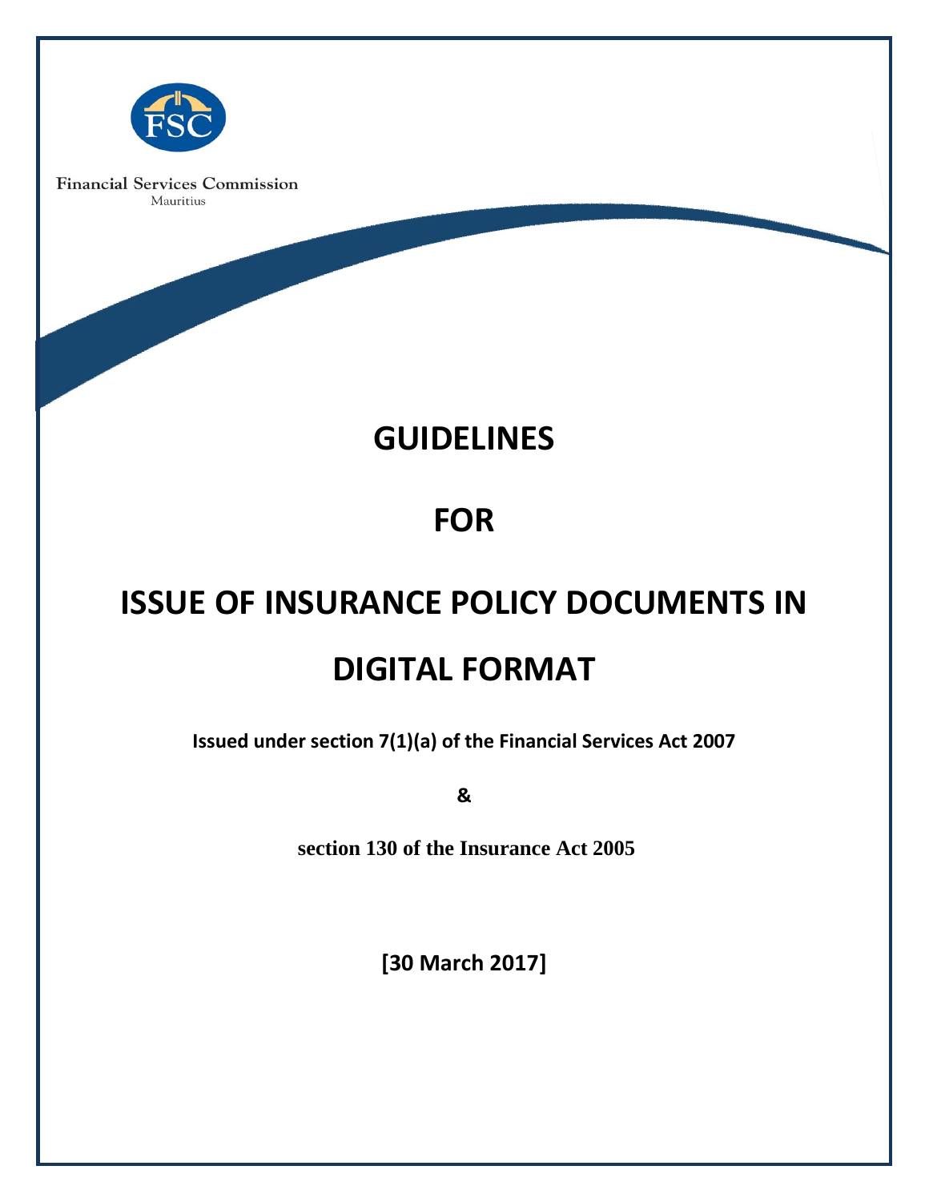Financial Services Commission
Mauritius

# GUIDELINES

# FOR

# ISSUE OF INSURANCE POLICY DOCUMENTS IN DIGITAL FORMAT

**Issued under section 7(1)(a) of the Financial Services Act 2007**

**&**

**section 130 of the Insurance Act 2005**

**[30 March 2017]**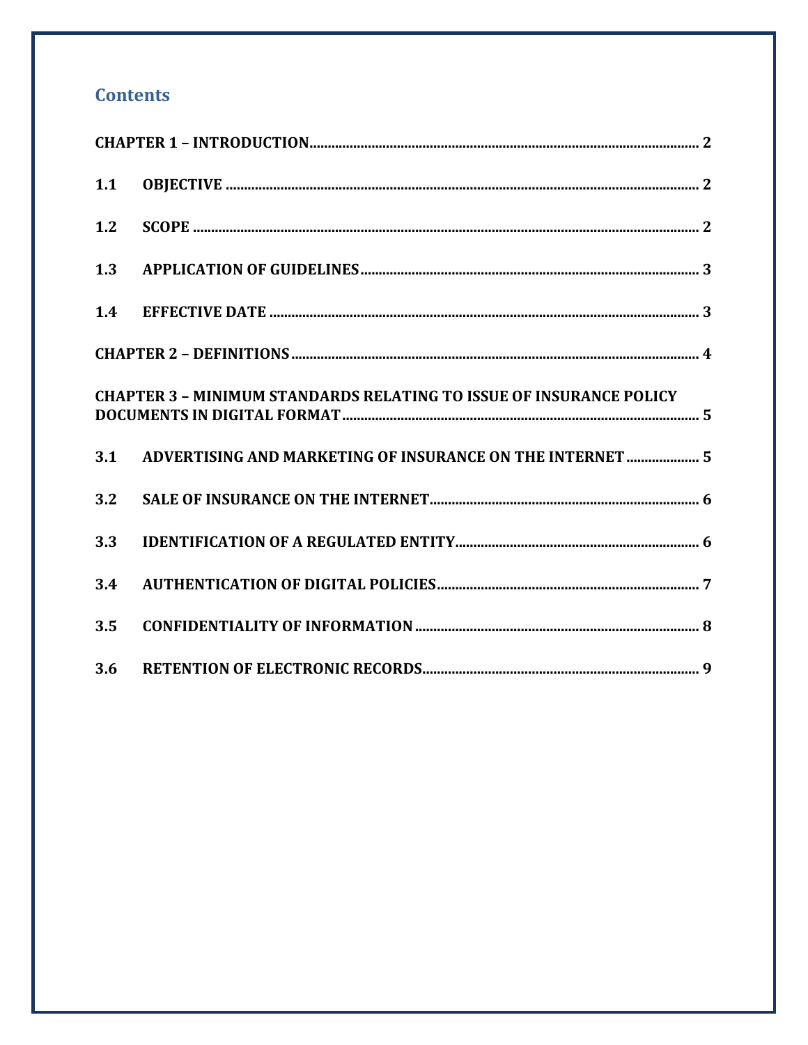## Contents

**CHAPTER 1 – INTRODUCTION** ........................................................ 2

**1.1 OBJECTIVE** ........................................................ 2

**1.2 SCOPE** ........................................................ 2

**1.3 APPLICATION OF GUIDELINES** ........................................................ 3

**1.4 EFFECTIVE DATE** ........................................................ 3

**CHAPTER 2 – DEFINITIONS** ........................................................ 4

**CHAPTER 3 – MINIMUM STANDARDS RELATING TO ISSUE OF INSURANCE POLICY DOCUMENTS IN DIGITAL FORMAT** ........................................................ 5

**3.1 ADVERTISING AND MARKETING OF INSURANCE ON THE INTERNET** .................... 5

**3.2 SALE OF INSURANCE ON THE INTERNET** ........................................................ 6

**3.3 IDENTIFICATION OF A REGULATED ENTITY** ........................................................ 6

**3.4 AUTHENTICATION OF DIGITAL POLICIES** ........................................................ 7

**3.5 CONFIDENTIALITY OF INFORMATION** ........................................................ 8

**3.6 RETENTION OF ELECTRONIC RECORDS** ........................................................ 9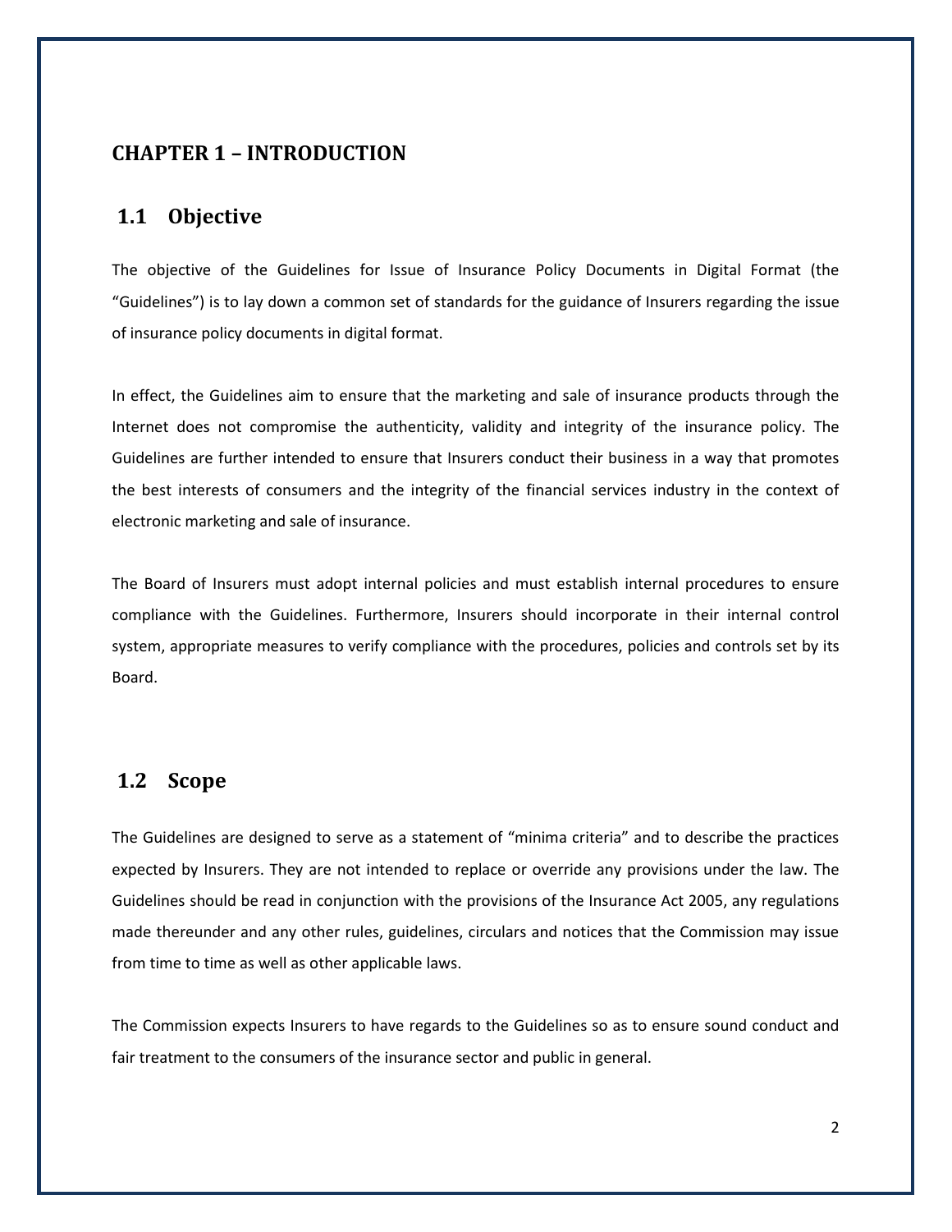# CHAPTER 1 – INTRODUCTION

## 1.1 Objective

The objective of the Guidelines for Issue of Insurance Policy Documents in Digital Format (the "Guidelines") is to lay down a common set of standards for the guidance of Insurers regarding the issue of insurance policy documents in digital format.

In effect, the Guidelines aim to ensure that the marketing and sale of insurance products through the Internet does not compromise the authenticity, validity and integrity of the insurance policy. The Guidelines are further intended to ensure that Insurers conduct their business in a way that promotes the best interests of consumers and the integrity of the financial services industry in the context of electronic marketing and sale of insurance.

The Board of Insurers must adopt internal policies and must establish internal procedures to ensure compliance with the Guidelines. Furthermore, Insurers should incorporate in their internal control system, appropriate measures to verify compliance with the procedures, policies and controls set by its Board.

## 1.2 Scope

The Guidelines are designed to serve as a statement of "minima criteria" and to describe the practices expected by Insurers. They are not intended to replace or override any provisions under the law. The Guidelines should be read in conjunction with the provisions of the Insurance Act 2005, any regulations made thereunder and any other rules, guidelines, circulars and notices that the Commission may issue from time to time as well as other applicable laws.

The Commission expects Insurers to have regards to the Guidelines so as to ensure sound conduct and fair treatment to the consumers of the insurance sector and public in general.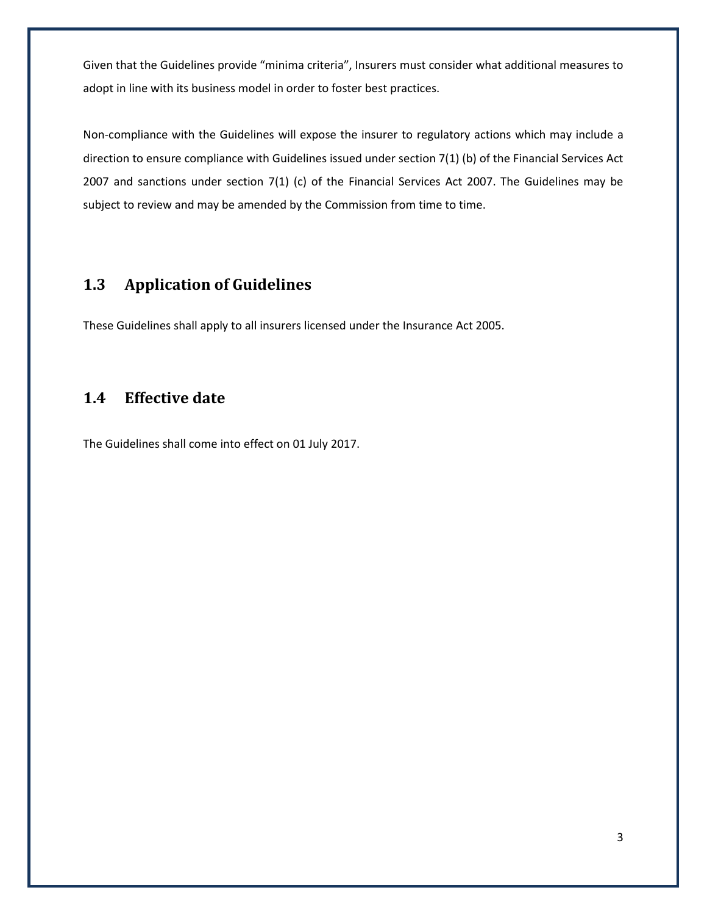Given that the Guidelines provide "minima criteria", Insurers must consider what additional measures to adopt in line with its business model in order to foster best practices.

Non-compliance with the Guidelines will expose the insurer to regulatory actions which may include a direction to ensure compliance with Guidelines issued under section 7(1) (b) of the Financial Services Act 2007 and sanctions under section 7(1) (c) of the Financial Services Act 2007. The Guidelines may be subject to review and may be amended by the Commission from time to time.

## 1.3 Application of Guidelines

These Guidelines shall apply to all insurers licensed under the Insurance Act 2005.

## 1.4 Effective date

The Guidelines shall come into effect on 01 July 2017.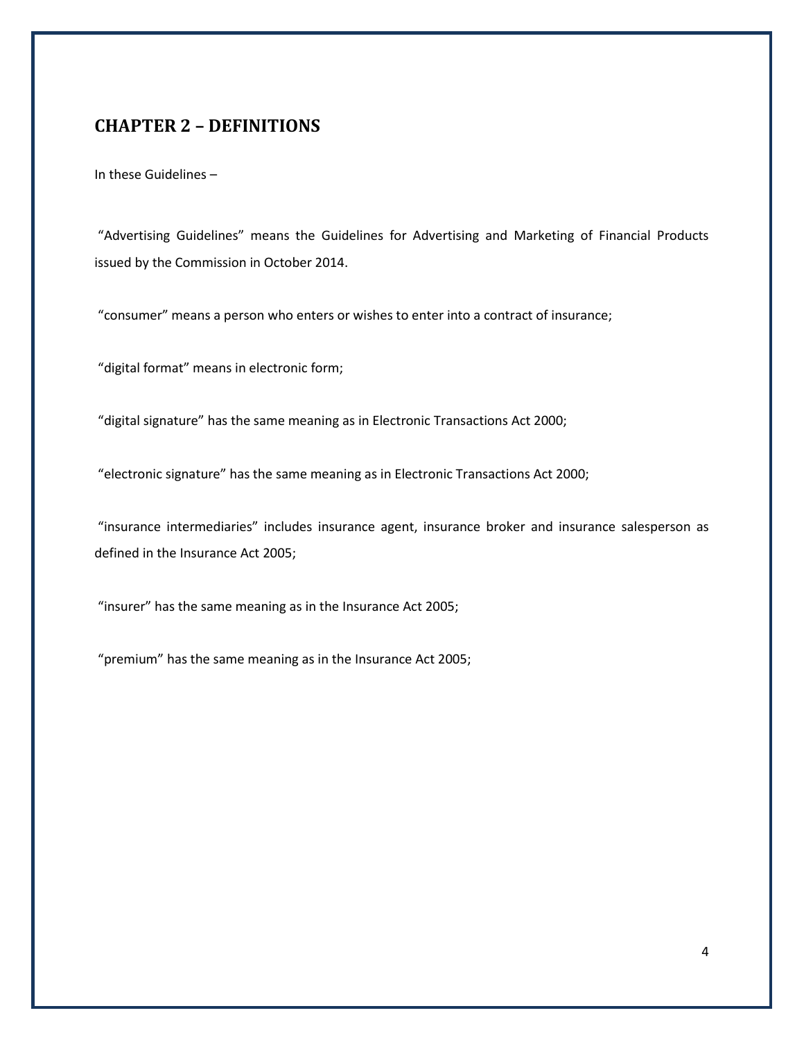## CHAPTER 2 – DEFINITIONS

In these Guidelines –

"Advertising Guidelines" means the Guidelines for Advertising and Marketing of Financial Products issued by the Commission in October 2014.

"consumer" means a person who enters or wishes to enter into a contract of insurance;

"digital format" means in electronic form;

"digital signature" has the same meaning as in Electronic Transactions Act 2000;

"electronic signature" has the same meaning as in Electronic Transactions Act 2000;

"insurance intermediaries" includes insurance agent, insurance broker and insurance salesperson as defined in the Insurance Act 2005;

"insurer" has the same meaning as in the Insurance Act 2005;

"premium" has the same meaning as in the Insurance Act 2005;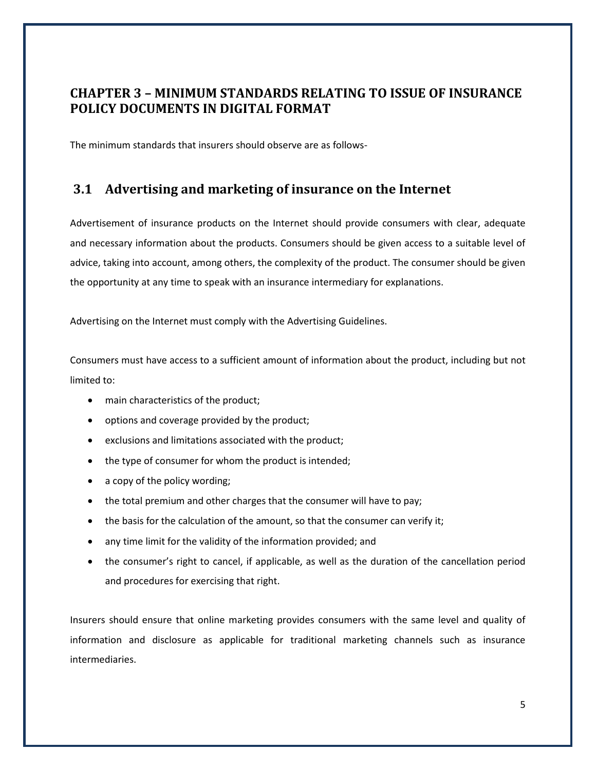# CHAPTER 3 – MINIMUM STANDARDS RELATING TO ISSUE OF INSURANCE POLICY DOCUMENTS IN DIGITAL FORMAT

The minimum standards that insurers should observe are as follows-

## 3.1 Advertising and marketing of insurance on the Internet

Advertisement of insurance products on the Internet should provide consumers with clear, adequate and necessary information about the products. Consumers should be given access to a suitable level of advice, taking into account, among others, the complexity of the product. The consumer should be given the opportunity at any time to speak with an insurance intermediary for explanations.

Advertising on the Internet must comply with the Advertising Guidelines.

Consumers must have access to a sufficient amount of information about the product, including but not limited to:

- main characteristics of the product;
- options and coverage provided by the product;
- exclusions and limitations associated with the product;
- the type of consumer for whom the product is intended;
- a copy of the policy wording;
- the total premium and other charges that the consumer will have to pay;
- the basis for the calculation of the amount, so that the consumer can verify it;
- any time limit for the validity of the information provided; and
- the consumer's right to cancel, if applicable, as well as the duration of the cancellation period and procedures for exercising that right.

Insurers should ensure that online marketing provides consumers with the same level and quality of information and disclosure as applicable for traditional marketing channels such as insurance intermediaries.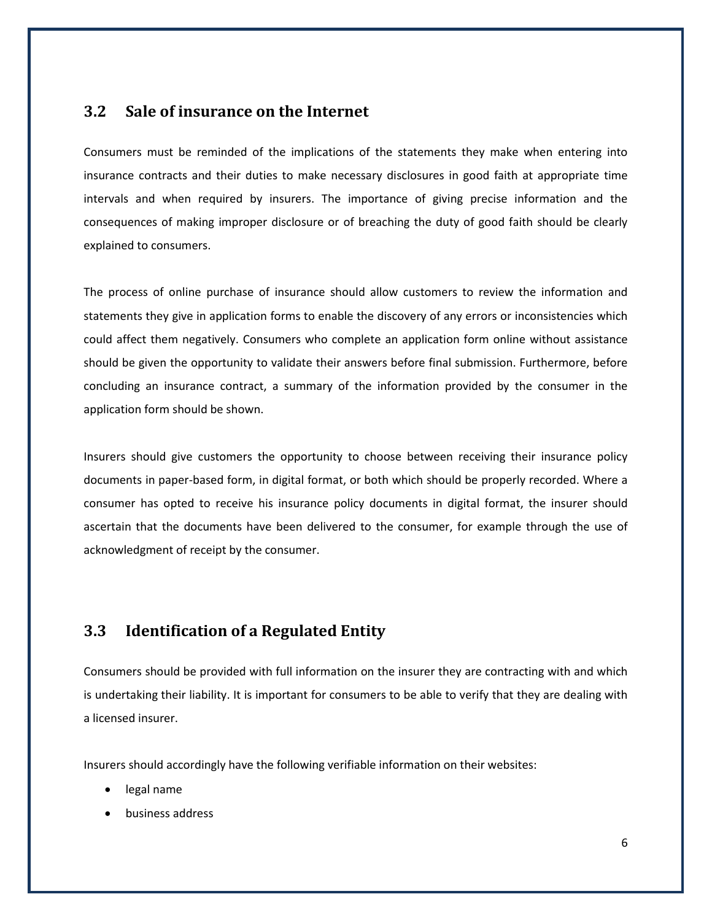## 3.2 Sale of insurance on the Internet

Consumers must be reminded of the implications of the statements they make when entering into insurance contracts and their duties to make necessary disclosures in good faith at appropriate time intervals and when required by insurers. The importance of giving precise information and the consequences of making improper disclosure or of breaching the duty of good faith should be clearly explained to consumers.

The process of online purchase of insurance should allow customers to review the information and statements they give in application forms to enable the discovery of any errors or inconsistencies which could affect them negatively. Consumers who complete an application form online without assistance should be given the opportunity to validate their answers before final submission. Furthermore, before concluding an insurance contract, a summary of the information provided by the consumer in the application form should be shown.

Insurers should give customers the opportunity to choose between receiving their insurance policy documents in paper-based form, in digital format, or both which should be properly recorded. Where a consumer has opted to receive his insurance policy documents in digital format, the insurer should ascertain that the documents have been delivered to the consumer, for example through the use of acknowledgment of receipt by the consumer.

## 3.3 Identification of a Regulated Entity

Consumers should be provided with full information on the insurer they are contracting with and which is undertaking their liability. It is important for consumers to be able to verify that they are dealing with a licensed insurer.

Insurers should accordingly have the following verifiable information on their websites:

- legal name
- business address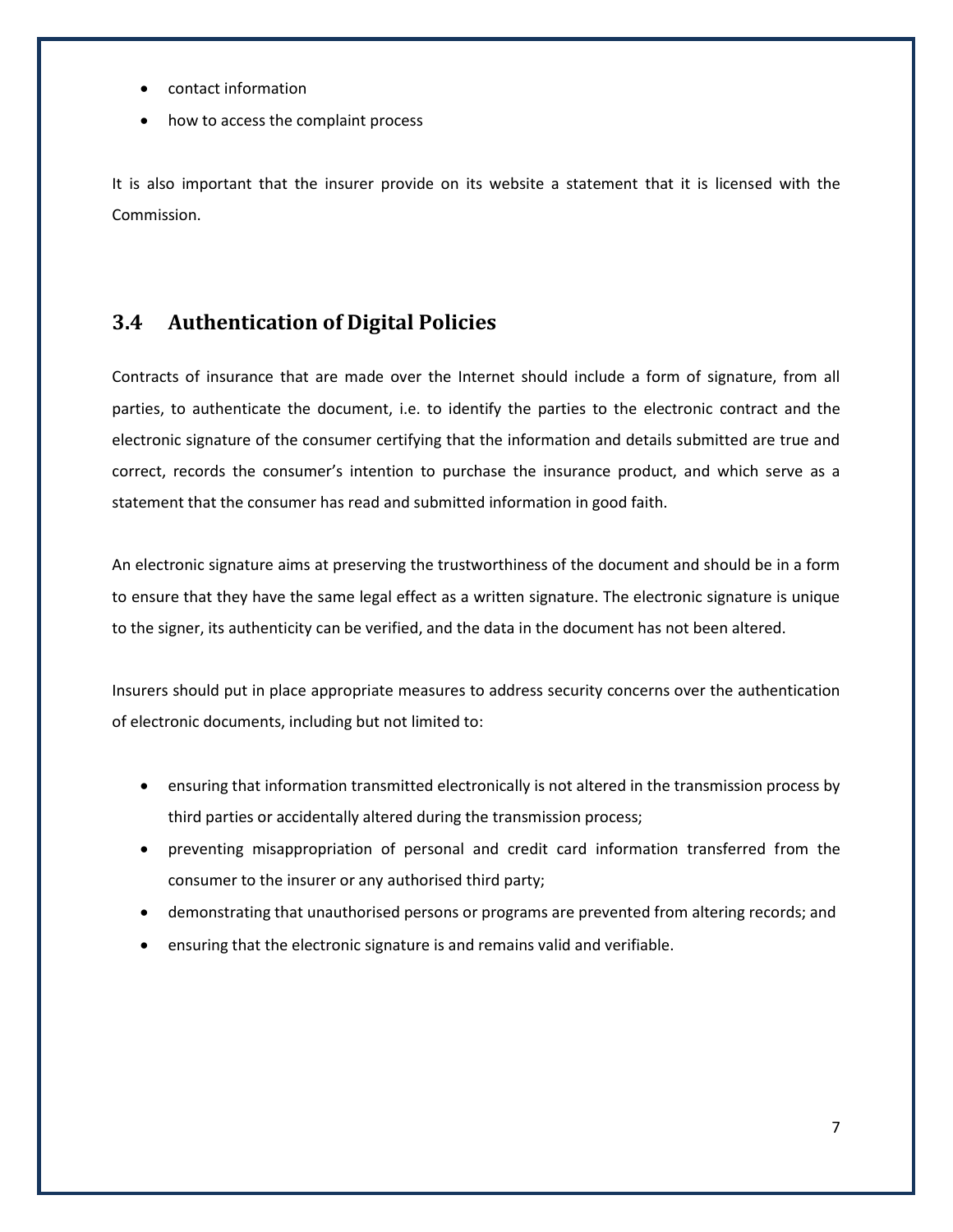- contact information
- how to access the complaint process

It is also important that the insurer provide on its website a statement that it is licensed with the Commission.

## 3.4 Authentication of Digital Policies

Contracts of insurance that are made over the Internet should include a form of signature, from all parties, to authenticate the document, i.e. to identify the parties to the electronic contract and the electronic signature of the consumer certifying that the information and details submitted are true and correct, records the consumer's intention to purchase the insurance product, and which serve as a statement that the consumer has read and submitted information in good faith.

An electronic signature aims at preserving the trustworthiness of the document and should be in a form to ensure that they have the same legal effect as a written signature. The electronic signature is unique to the signer, its authenticity can be verified, and the data in the document has not been altered.

Insurers should put in place appropriate measures to address security concerns over the authentication of electronic documents, including but not limited to:

- ensuring that information transmitted electronically is not altered in the transmission process by third parties or accidentally altered during the transmission process;
- preventing misappropriation of personal and credit card information transferred from the consumer to the insurer or any authorised third party;
- demonstrating that unauthorised persons or programs are prevented from altering records; and
- ensuring that the electronic signature is and remains valid and verifiable.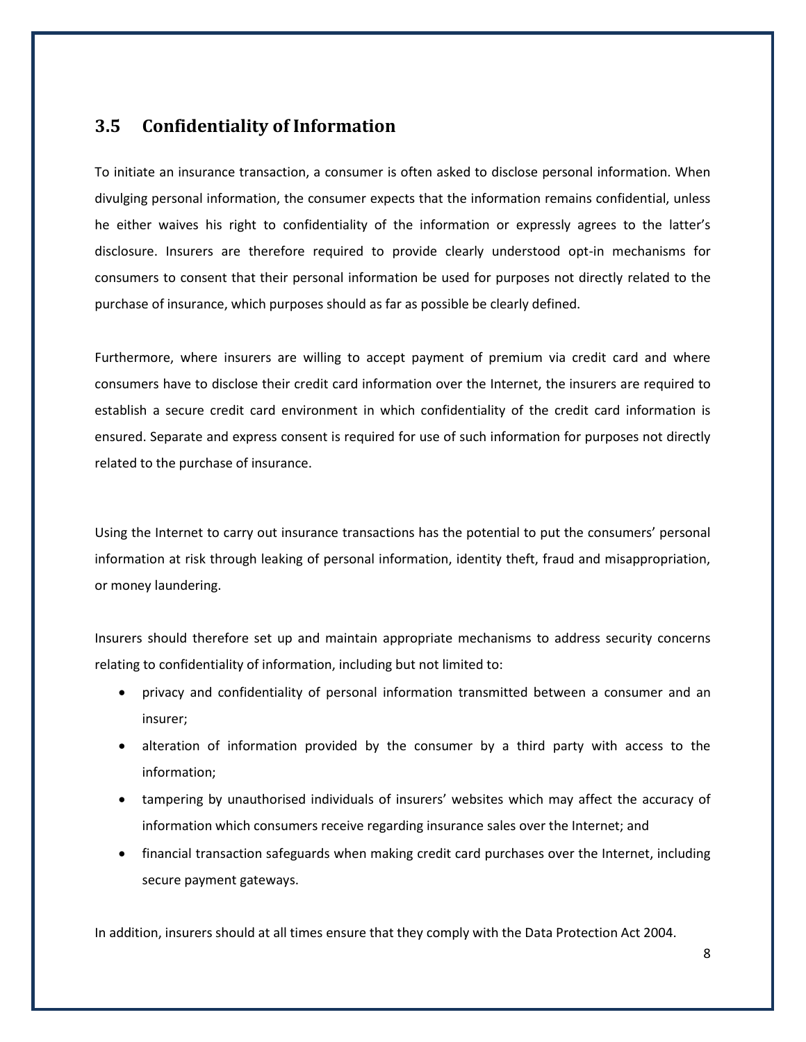## 3.5 Confidentiality of Information

To initiate an insurance transaction, a consumer is often asked to disclose personal information. When divulging personal information, the consumer expects that the information remains confidential, unless he either waives his right to confidentiality of the information or expressly agrees to the latter's disclosure. Insurers are therefore required to provide clearly understood opt-in mechanisms for consumers to consent that their personal information be used for purposes not directly related to the purchase of insurance, which purposes should as far as possible be clearly defined.

Furthermore, where insurers are willing to accept payment of premium via credit card and where consumers have to disclose their credit card information over the Internet, the insurers are required to establish a secure credit card environment in which confidentiality of the credit card information is ensured. Separate and express consent is required for use of such information for purposes not directly related to the purchase of insurance.

Using the Internet to carry out insurance transactions has the potential to put the consumers' personal information at risk through leaking of personal information, identity theft, fraud and misappropriation, or money laundering.

Insurers should therefore set up and maintain appropriate mechanisms to address security concerns relating to confidentiality of information, including but not limited to:

- privacy and confidentiality of personal information transmitted between a consumer and an insurer;
- alteration of information provided by the consumer by a third party with access to the information;
- tampering by unauthorised individuals of insurers' websites which may affect the accuracy of information which consumers receive regarding insurance sales over the Internet; and
- financial transaction safeguards when making credit card purchases over the Internet, including secure payment gateways.

In addition, insurers should at all times ensure that they comply with the Data Protection Act 2004.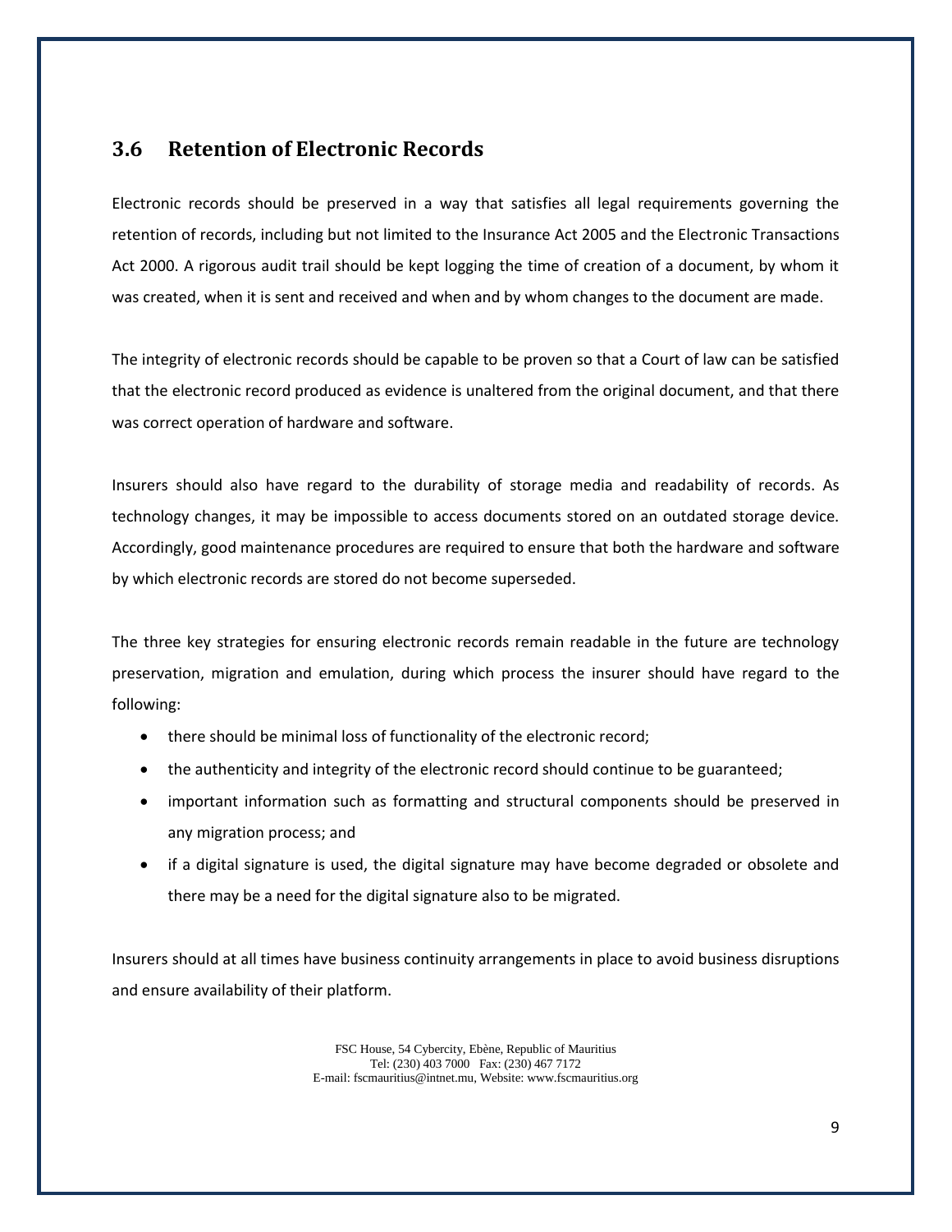## 3.6 Retention of Electronic Records

Electronic records should be preserved in a way that satisfies all legal requirements governing the retention of records, including but not limited to the Insurance Act 2005 and the Electronic Transactions Act 2000. A rigorous audit trail should be kept logging the time of creation of a document, by whom it was created, when it is sent and received and when and by whom changes to the document are made.

The integrity of electronic records should be capable to be proven so that a Court of law can be satisfied that the electronic record produced as evidence is unaltered from the original document, and that there was correct operation of hardware and software.

Insurers should also have regard to the durability of storage media and readability of records. As technology changes, it may be impossible to access documents stored on an outdated storage device. Accordingly, good maintenance procedures are required to ensure that both the hardware and software by which electronic records are stored do not become superseded.

The three key strategies for ensuring electronic records remain readable in the future are technology preservation, migration and emulation, during which process the insurer should have regard to the following:

- there should be minimal loss of functionality of the electronic record;
- the authenticity and integrity of the electronic record should continue to be guaranteed;
- important information such as formatting and structural components should be preserved in any migration process; and
- if a digital signature is used, the digital signature may have become degraded or obsolete and there may be a need for the digital signature also to be migrated.

Insurers should at all times have business continuity arrangements in place to avoid business disruptions and ensure availability of their platform.